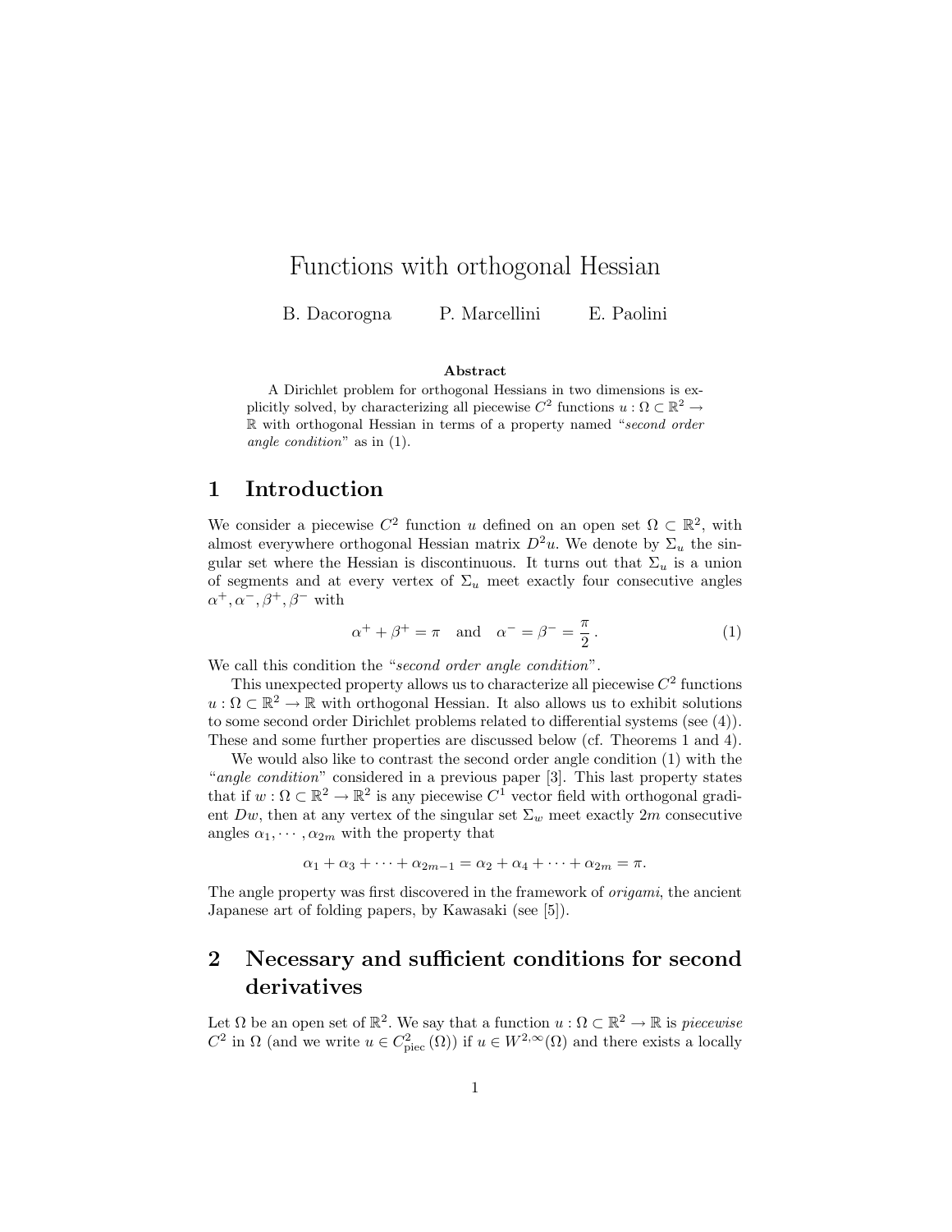# Functions with orthogonal Hessian

B. Dacorogna P. Marcellini E. Paolini

**Abstract**

A Dirichlet problem for orthogonal Hessians in two dimensions is explicitly solved, by characterizing all piecewise $C^2$ functions $u : \Omega \subset \mathbb{R}^2 \to \mathbb{R}$ with orthogonal Hessian in terms of a property named "*second order angle condition*" as in (1).

## 1 Introduction

We consider a piecewise $C^2$ function $u$ defined on an open set $\Omega \subset \mathbb{R}^2$, with almost everywhere orthogonal Hessian matrix $D^2u$. We denote by $\Sigma_u$ the singular set where the Hessian is discontinuous. It turns out that $\Sigma_u$ is a union of segments and at every vertex of $\Sigma_u$ meet exactly four consecutive angles $\alpha^+, \alpha^-, \beta^+, \beta^-$ with

$$\alpha^+ + \beta^+ = \pi \quad \text{and} \quad \alpha^- = \beta^- = \frac{\pi}{2}\,. \tag{1}$$

We call this condition the "*second order angle condition*".

This unexpected property allows us to characterize all piecewise $C^2$ functions $u : \Omega \subset \mathbb{R}^2 \to \mathbb{R}$ with orthogonal Hessian. It also allows us to exhibit solutions to some second order Dirichlet problems related to differential systems (see (4)). These and some further properties are discussed below (cf. Theorems 1 and 4).

We would also like to contrast the second order angle condition (1) with the "*angle condition*" considered in a previous paper [3]. This last property states that if $w : \Omega \subset \mathbb{R}^2 \to \mathbb{R}^2$ is any piecewise $C^1$ vector field with orthogonal gradient $Dw$, then at any vertex of the singular set $\Sigma_w$ meet exactly $2m$ consecutive angles $\alpha_1, \cdots, \alpha_{2m}$ with the property that

$$\alpha_1 + \alpha_3 + \cdots + \alpha_{2m-1} = \alpha_2 + \alpha_4 + \cdots + \alpha_{2m} = \pi.$$

The angle property was first discovered in the framework of *origami*, the ancient Japanese art of folding papers, by Kawasaki (see [5]).

## 2 Necessary and sufficient conditions for second derivatives

Let $\Omega$ be an open set of $\mathbb{R}^2$. We say that a function $u : \Omega \subset \mathbb{R}^2 \to \mathbb{R}$ is *piecewise* $C^2$ in $\Omega$ (and we write $u \in C^2_{\text{piec}}(\Omega)$) if $u \in W^{2,\infty}(\Omega)$ and there exists a locally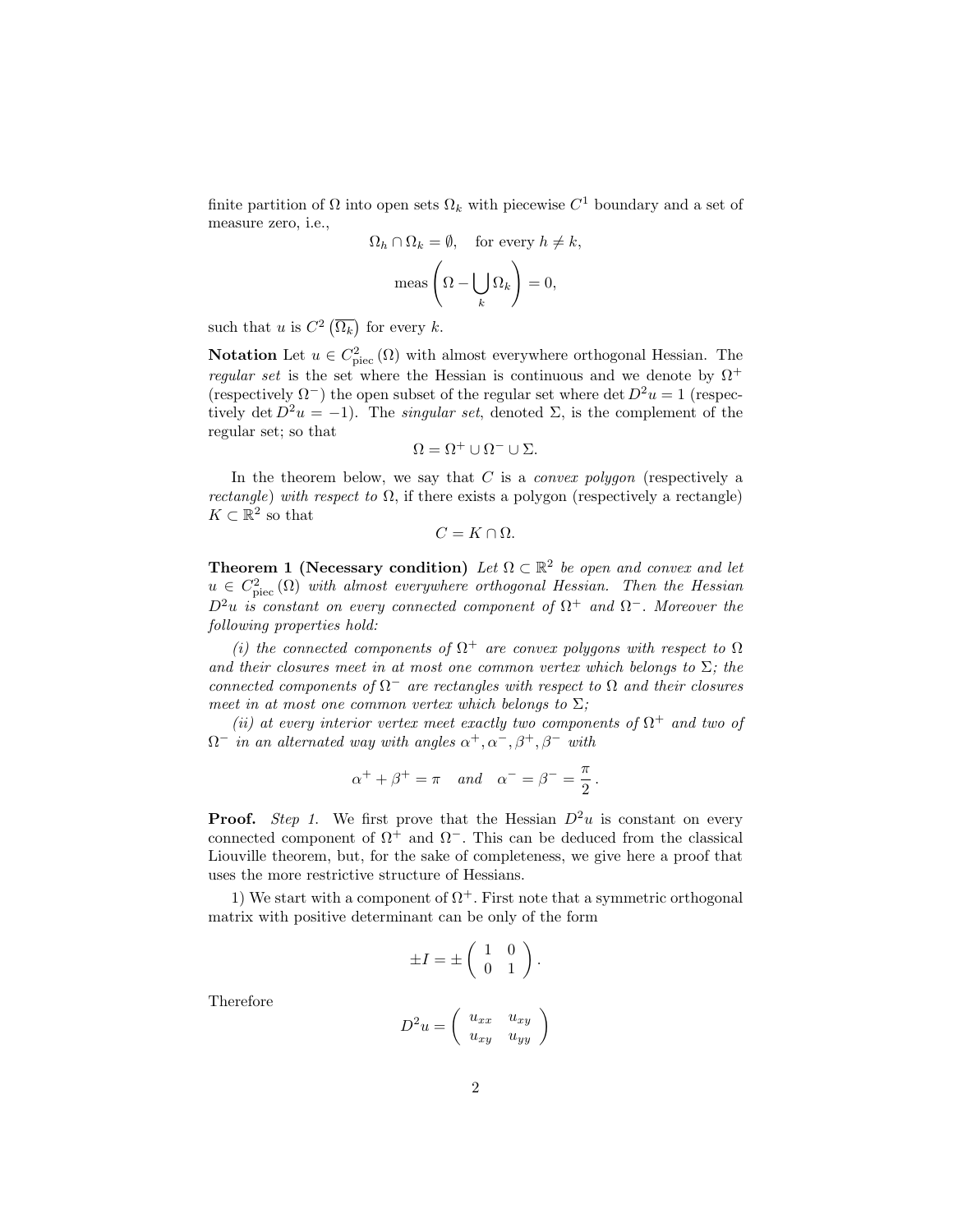finite partition of $\Omega$ into open sets $\Omega_k$ with piecewise $C^1$ boundary and a set of measure zero, i.e.,

$$\Omega_h \cap \Omega_k = \emptyset, \quad \text{for every } h \neq k,$$

$$\text{meas}\left(\Omega - \bigcup_k \Omega_k\right) = 0,$$

such that $u$ is $C^2\left(\overline{\Omega_k}\right)$ for every $k$.

**Notation** Let $u \in C^2_{\text{piec}}(\Omega)$ with almost everywhere orthogonal Hessian. The *regular set* is the set where the Hessian is continuous and we denote by $\Omega^+$ (respectively $\Omega^-$) the open subset of the regular set where $\det D^2u = 1$ (respectively $\det D^2u = -1$). The *singular set*, denoted $\Sigma$, is the complement of the regular set; so that

$$\Omega = \Omega^+ \cup \Omega^- \cup \Sigma.$$

In the theorem below, we say that $C$ is a *convex polygon* (respectively a *rectangle*) *with respect to* $\Omega$, if there exists a polygon (respectively a rectangle) $K \subset \mathbb{R}^2$ so that

$$C = K \cap \Omega.$$

**Theorem 1 (Necessary condition)** *Let $\Omega \subset \mathbb{R}^2$ be open and convex and let $u \in C^2_{\text{piec}}(\Omega)$ with almost everywhere orthogonal Hessian. Then the Hessian $D^2u$ is constant on every connected component of $\Omega^+$ and $\Omega^-$. Moreover the following properties hold:*

*(i) the connected components of $\Omega^+$ are convex polygons with respect to $\Omega$ and their closures meet in at most one common vertex which belongs to $\Sigma$; the connected components of $\Omega^-$ are rectangles with respect to $\Omega$ and their closures meet in at most one common vertex which belongs to $\Sigma$;*

*(ii) at every interior vertex meet exactly two components of $\Omega^+$ and two of $\Omega^-$ in an alternated way with angles $\alpha^+, \alpha^-, \beta^+, \beta^-$ with*

$$\alpha^+ + \beta^+ = \pi \quad \textit{and} \quad \alpha^- = \beta^- = \frac{\pi}{2}.$$

**Proof.** *Step 1.* We first prove that the Hessian $D^2u$ is constant on every connected component of $\Omega^+$ and $\Omega^-$. This can be deduced from the classical Liouville theorem, but, for the sake of completeness, we give here a proof that uses the more restrictive structure of Hessians.

1) We start with a component of $\Omega^+$. First note that a symmetric orthogonal matrix with positive determinant can be only of the form

$$\pm I = \pm \begin{pmatrix} 1 & 0 \\ 0 & 1 \end{pmatrix}.$$

Therefore

$$D^2u = \begin{pmatrix} u_{xx} & u_{xy} \\ u_{xy} & u_{yy} \end{pmatrix}$$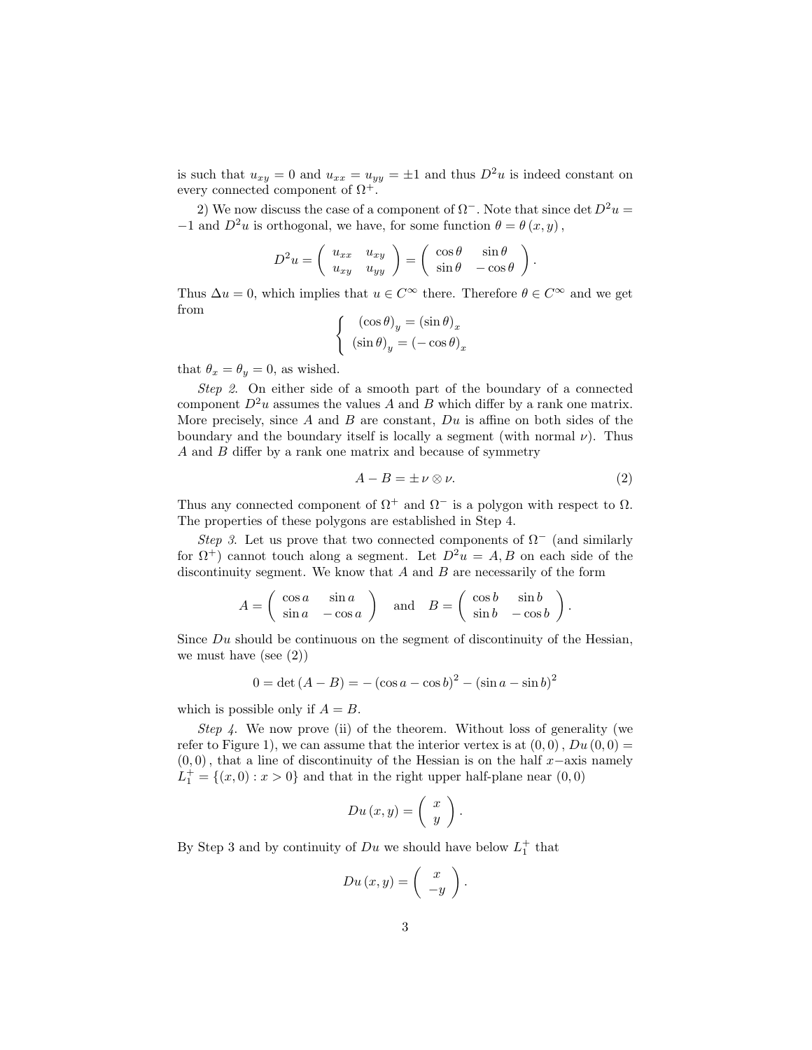is such that $u_{xy} = 0$ and $u_{xx} = u_{yy} = \pm 1$ and thus $D^2 u$ is indeed constant on every connected component of $\Omega^+$.

2) We now discuss the case of a component of $\Omega^-$. Note that since $\det D^2 u = -1$ and $D^2 u$ is orthogonal, we have, for some function $\theta = \theta(x, y)$,

$$D^2 u = \begin{pmatrix} u_{xx} & u_{xy} \\ u_{xy} & u_{yy} \end{pmatrix} = \begin{pmatrix} \cos\theta & \sin\theta \\ \sin\theta & -\cos\theta \end{pmatrix}.$$

Thus $\Delta u = 0$, which implies that $u \in C^\infty$ there. Therefore $\theta \in C^\infty$ and we get from

$$\begin{cases} (\cos\theta)_y = (\sin\theta)_x \\ (\sin\theta)_y = (-\cos\theta)_x \end{cases}$$

that $\theta_x = \theta_y = 0$, as wished.

*Step 2.* On either side of a smooth part of the boundary of a connected component $D^2 u$ assumes the values $A$ and $B$ which differ by a rank one matrix. More precisely, since $A$ and $B$ are constant, $Du$ is affine on both sides of the boundary and the boundary itself is locally a segment (with normal $\nu$). Thus $A$ and $B$ differ by a rank one matrix and because of symmetry

$$A - B = \pm\, \nu \otimes \nu. \tag{2}$$

Thus any connected component of $\Omega^+$ and $\Omega^-$ is a polygon with respect to $\Omega$. The properties of these polygons are established in Step 4.

*Step 3.* Let us prove that two connected components of $\Omega^-$ (and similarly for $\Omega^+$) cannot touch along a segment. Let $D^2 u = A, B$ on each side of the discontinuity segment. We know that $A$ and $B$ are necessarily of the form

$$A = \begin{pmatrix} \cos a & \sin a \\ \sin a & -\cos a \end{pmatrix} \quad \text{and} \quad B = \begin{pmatrix} \cos b & \sin b \\ \sin b & -\cos b \end{pmatrix}.$$

Since $Du$ should be continuous on the segment of discontinuity of the Hessian, we must have (see (2))

$$0 = \det(A - B) = -(\cos a - \cos b)^2 - (\sin a - \sin b)^2$$

which is possible only if $A = B$.

*Step 4.* We now prove (ii) of the theorem. Without loss of generality (we refer to Figure 1), we can assume that the interior vertex is at $(0, 0)$, $Du(0, 0) = (0, 0)$, that a line of discontinuity of the Hessian is on the half $x-$axis namely $L_1^+ = \{(x, 0) : x > 0\}$ and that in the right upper half-plane near $(0, 0)$

$$Du(x, y) = \begin{pmatrix} x \\ y \end{pmatrix}.$$

By Step 3 and by continuity of $Du$ we should have below $L_1^+$ that

$$Du(x, y) = \begin{pmatrix} x \\ -y \end{pmatrix}.$$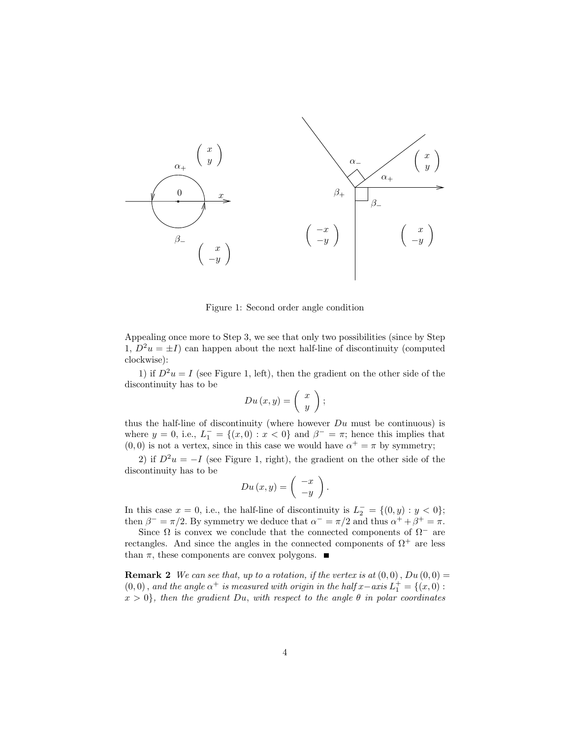Figure 1: Second order angle condition

Appealing once more to Step 3, we see that only two possibilities (since by Step 1, $D^2u = \pm I$) can happen about the next half-line of discontinuity (computed clockwise):

1) if $D^2u = I$ (see Figure 1, left), then the gradient on the other side of the discontinuity has to be

$$Du(x,y) = \begin{pmatrix} x \\ y \end{pmatrix};$$

thus the half-line of discontinuity (where however $Du$ must be continuous) is where $y = 0$, i.e., $L_1^- = \{(x,0) : x < 0\}$ and $\beta^- = \pi$; hence this implies that $(0,0)$ is not a vertex, since in this case we would have $\alpha^+ = \pi$ by symmetry;

2) if $D^2u = -I$ (see Figure 1, right), the gradient on the other side of the discontinuity has to be

$$Du(x,y) = \begin{pmatrix} -x \\ -y \end{pmatrix}.$$

In this case $x = 0$, i.e., the half-line of discontinuity is $L_2^- = \{(0,y) : y < 0\}$; then $\beta^- = \pi/2$. By symmetry we deduce that $\alpha^- = \pi/2$ and thus $\alpha^+ + \beta^+ = \pi$.

Since $\Omega$ is convex we conclude that the connected components of $\Omega^-$ are rectangles. And since the angles in the connected components of $\Omega^+$ are less than $\pi$, these components are convex polygons. ■

**Remark 2** *We can see that, up to a rotation, if the vertex is at $(0,0)$, $Du(0,0) = (0,0)$, and the angle $\alpha^+$ is measured with origin in the half $x-$axis $L_1^+ = \{(x,0) : x > 0\}$, then the gradient $Du$, with respect to the angle $\theta$ in polar coordinates*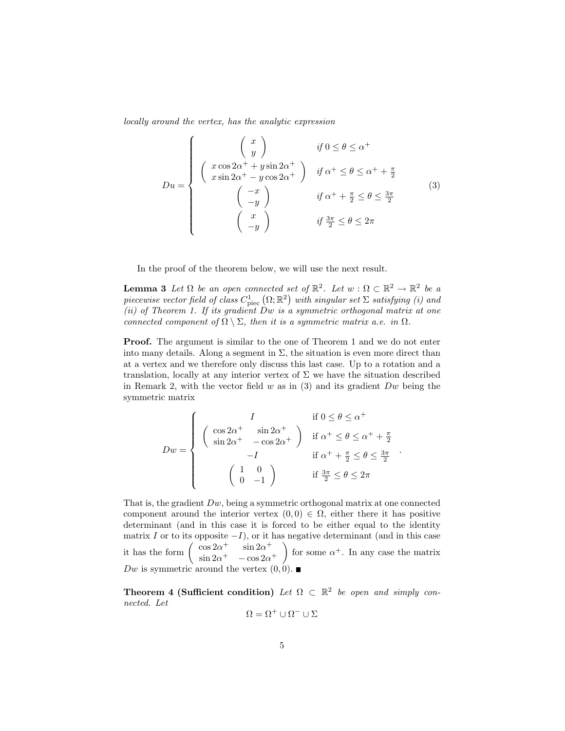*locally around the vertex, has the analytic expression*

$$
Du = \begin{cases} \begin{pmatrix} x \\ y \end{pmatrix} & \text{if } 0 \leq \theta \leq \alpha^+ \\ \begin{pmatrix} x\cos 2\alpha^+ + y \sin 2\alpha^+ \\ x \sin 2\alpha^+ - y\cos 2\alpha^+ \end{pmatrix} & \text{if } \alpha^+ \leq \theta \leq \alpha^+ + \frac{\pi}{2} \\ \begin{pmatrix} -x \\ -y \end{pmatrix} & \text{if } \alpha^+ + \frac{\pi}{2} \leq \theta \leq \frac{3\pi}{2} \\ \begin{pmatrix} x \\ -y \end{pmatrix} & \text{if } \frac{3\pi}{2} \leq \theta \leq 2\pi \end{cases} \tag{3}
$$

In the proof of the theorem below, we will use the next result.

**Lemma 3** *Let $\Omega$ be an open connected set of $\mathbb{R}^2$. Let $w : \Omega \subset \mathbb{R}^2 \to \mathbb{R}^2$ be a piecewise vector field of class $C^1_{\text{piec}}(\Omega; \mathbb{R}^2)$ with singular set $\Sigma$ satisfying (i) and (ii) of Theorem 1. If its gradient $Dw$ is a symmetric orthogonal matrix at one connected component of $\Omega \setminus \Sigma$, then it is a symmetric matrix a.e. in $\Omega$.*

**Proof.** The argument is similar to the one of Theorem 1 and we do not enter into many details. Along a segment in $\Sigma$, the situation is even more direct than at a vertex and we therefore only discuss this last case. Up to a rotation and a translation, locally at any interior vertex of $\Sigma$ we have the situation described in Remark 2, with the vector field $w$ as in (3) and its gradient $Dw$ being the symmetric matrix

$$
Dw = \begin{cases} I & \text{if } 0 \leq \theta \leq \alpha^+ \\ \begin{pmatrix} \cos 2\alpha^+ & \sin 2\alpha^+ \\ \sin 2\alpha^+ & -\cos 2\alpha^+ \end{pmatrix} & \text{if } \alpha^+ \leq \theta \leq \alpha^+ + \frac{\pi}{2} \\ -I & \text{if } \alpha^+ + \frac{\pi}{2} \leq \theta \leq \frac{3\pi}{2} \\ \begin{pmatrix} 1 & 0 \\ 0 & -1 \end{pmatrix} & \text{if } \frac{3\pi}{2} \leq \theta \leq 2\pi \end{cases}.
$$

That is, the gradient $Dw$, being a symmetric orthogonal matrix at one connected component around the interior vertex $(0,0) \in \Omega$, either there it has positive determinant (and in this case it is forced to be either equal to the identity matrix $I$ or to its opposite $-I$), or it has negative determinant (and in this case it has the form $\begin{pmatrix} \cos 2\alpha^+ & \sin 2\alpha^+ \\ \sin 2\alpha^+ & -\cos 2\alpha^+ \end{pmatrix}$ for some $\alpha^+$. In any case the matrix $Dw$ is symmetric around the vertex $(0,0)$. ■

**Theorem 4 (Sufficient condition)** *Let $\Omega \subset \mathbb{R}^2$ be open and simply connected. Let*

$$
\Omega = \Omega^+ \cup \Omega^- \cup \Sigma
$$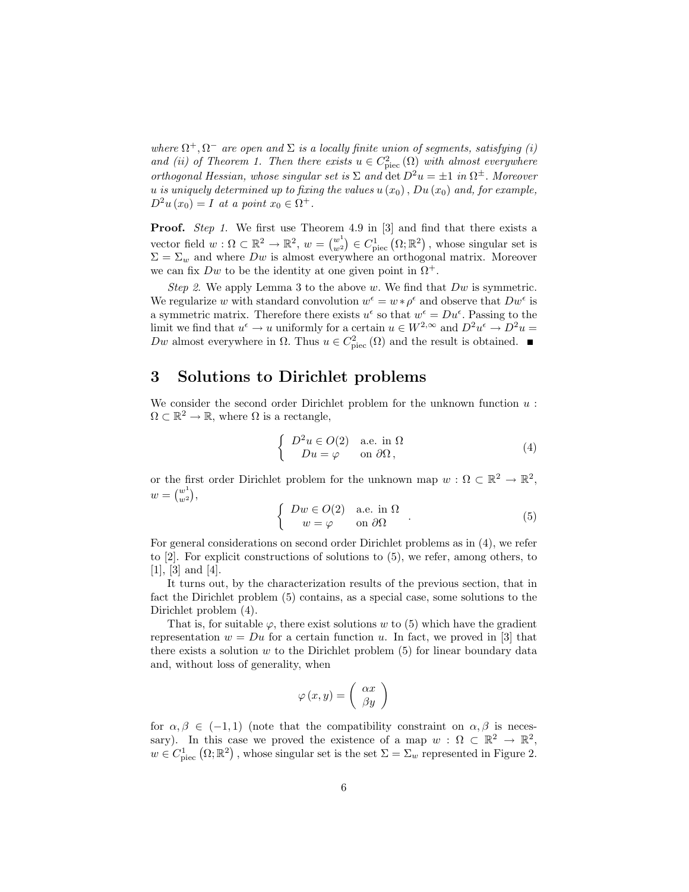*where $\Omega^+, \Omega^-$ are open and $\Sigma$ is a locally finite union of segments, satisfying (i) and (ii) of Theorem 1. Then there exists $u \in C^2_{\text{piec}}(\Omega)$ with almost everywhere orthogonal Hessian, whose singular set is $\Sigma$ and $\det D^2 u = \pm 1$ in $\Omega^{\pm}$. Moreover $u$ is uniquely determined up to fixing the values $u(x_0)$, $Du(x_0)$ and, for example, $D^2 u(x_0) = I$ at a point $x_0 \in \Omega^+$.*

**Proof.** *Step 1.* We first use Theorem 4.9 in [3] and find that there exists a vector field $w : \Omega \subset \mathbb{R}^2 \to \mathbb{R}^2$, $w = \binom{w^1}{w^2} \in C^1_{\text{piec}}(\Omega; \mathbb{R}^2)$, whose singular set is $\Sigma = \Sigma_w$ and where $Dw$ is almost everywhere an orthogonal matrix. Moreover we can fix $Dw$ to be the identity at one given point in $\Omega^+$.

*Step 2.* We apply Lemma 3 to the above $w$. We find that $Dw$ is symmetric. We regularize $w$ with standard convolution $w^\epsilon = w * \rho^\epsilon$ and observe that $Dw^\epsilon$ is a symmetric matrix. Therefore there exists $u^\epsilon$ so that $w^\epsilon = Du^\epsilon$. Passing to the limit we find that $u^\epsilon \to u$ uniformly for a certain $u \in W^{2,\infty}$ and $D^2 u^\epsilon \to D^2 u = Dw$ almost everywhere in $\Omega$. Thus $u \in C^2_{\text{piec}}(\Omega)$ and the result is obtained. ∎

## 3 Solutions to Dirichlet problems

We consider the second order Dirichlet problem for the unknown function $u : \Omega \subset \mathbb{R}^2 \to \mathbb{R}$, where $\Omega$ is a rectangle,

$$\begin{cases} D^2 u \in O(2) & \text{a.e. in } \Omega \\ Du = \varphi & \text{on } \partial\Omega, \end{cases} \tag{4}$$

or the first order Dirichlet problem for the unknown map $w : \Omega \subset \mathbb{R}^2 \to \mathbb{R}^2$, $w = \binom{w^1}{w^2}$,

$$\begin{cases} Dw \in O(2) & \text{a.e. in } \Omega \\ w = \varphi & \text{on } \partial\Omega \end{cases}. \tag{5}$$

For general considerations on second order Dirichlet problems as in (4), we refer to [2]. For explicit constructions of solutions to (5), we refer, among others, to [1], [3] and [4].

It turns out, by the characterization results of the previous section, that in fact the Dirichlet problem (5) contains, as a special case, some solutions to the Dirichlet problem (4).

That is, for suitable $\varphi$, there exist solutions $w$ to (5) which have the gradient representation $w = Du$ for a certain function $u$. In fact, we proved in [3] that there exists a solution $w$ to the Dirichlet problem (5) for linear boundary data and, without loss of generality, when

$$\varphi(x, y) = \begin{pmatrix} \alpha x \\ \beta y \end{pmatrix}$$

for $\alpha, \beta \in (-1, 1)$ (note that the compatibility constraint on $\alpha, \beta$ is necessary). In this case we proved the existence of a map $w : \Omega \subset \mathbb{R}^2 \to \mathbb{R}^2$, $w \in C^1_{\text{piec}}(\Omega; \mathbb{R}^2)$, whose singular set is the set $\Sigma = \Sigma_w$ represented in Figure 2.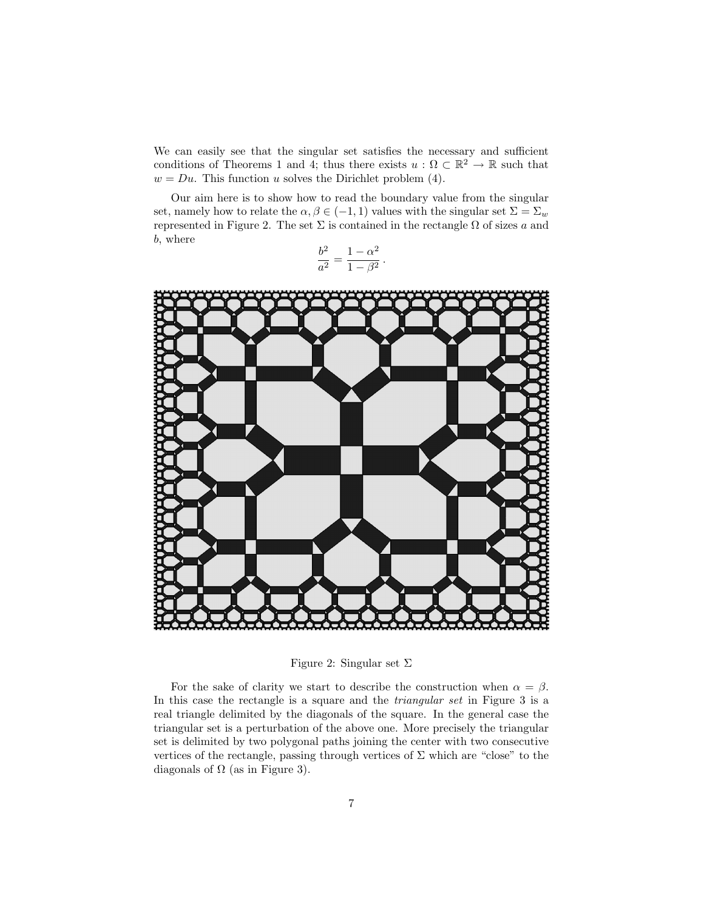We can easily see that the singular set satisfies the necessary and sufficient conditions of Theorems 1 and 4; thus there exists $u : \Omega \subset \mathbb{R}^2 \to \mathbb{R}$ such that $w = Du$. This function $u$ solves the Dirichlet problem (4).

Our aim here is to show how to read the boundary value from the singular set, namely how to relate the $\alpha, \beta \in (-1, 1)$ values with the singular set $\Sigma = \Sigma_w$ represented in Figure 2. The set $\Sigma$ is contained in the rectangle $\Omega$ of sizes $a$ and $b$, where

$$\frac{b^2}{a^2} = \frac{1-\alpha^2}{1-\beta^2}\,.$$

Figure 2: Singular set $\Sigma$

For the sake of clarity we start to describe the construction when $\alpha = \beta$. In this case the rectangle is a square and the *triangular set* in Figure 3 is a real triangle delimited by the diagonals of the square. In the general case the triangular set is a perturbation of the above one. More precisely the triangular set is delimited by two polygonal paths joining the center with two consecutive vertices of the rectangle, passing through vertices of $\Sigma$ which are "close" to the diagonals of $\Omega$ (as in Figure 3).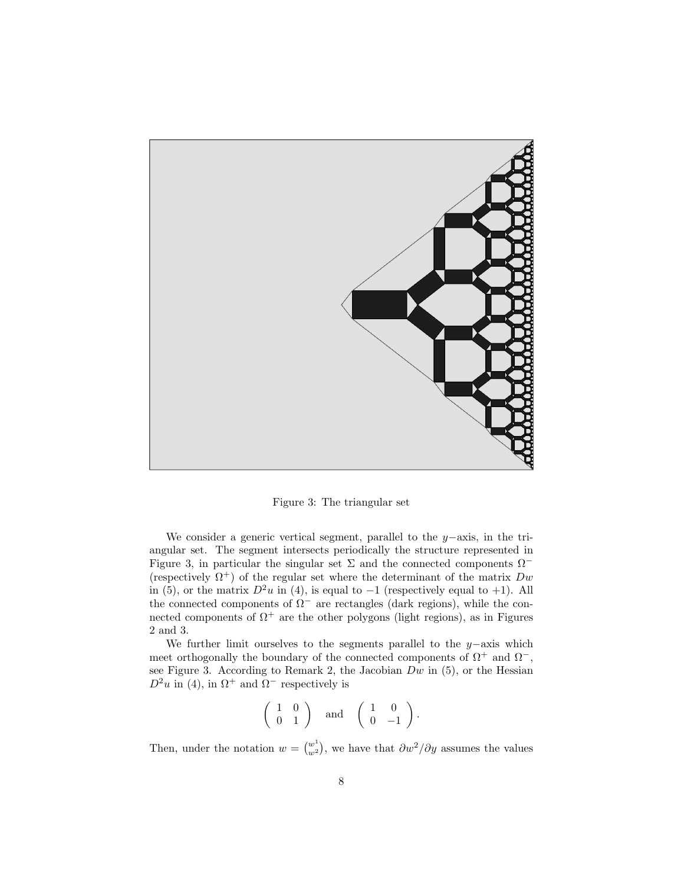Figure 3: The triangular set

We consider a generic vertical segment, parallel to the $y-$axis, in the triangular set. The segment intersects periodically the structure represented in Figure 3, in particular the singular set $\Sigma$ and the connected components $\Omega^-$ (respectively $\Omega^+$) of the regular set where the determinant of the matrix $Dw$ in (5), or the matrix $D^2u$ in (4), is equal to $-1$ (respectively equal to $+1$). All the connected components of $\Omega^-$ are rectangles (dark regions), while the connected components of $\Omega^+$ are the other polygons (light regions), as in Figures 2 and 3.

We further limit ourselves to the segments parallel to the $y-$axis which meet orthogonally the boundary of the connected components of $\Omega^+$ and $\Omega^-$, see Figure 3. According to Remark 2, the Jacobian $Dw$ in (5), or the Hessian $D^2u$ in (4), in $\Omega^+$ and $\Omega^-$ respectively is

$$\begin{pmatrix} 1 & 0 \\ 0 & 1 \end{pmatrix} \quad \text{and} \quad \begin{pmatrix} 1 & 0 \\ 0 & -1 \end{pmatrix}.$$

Then, under the notation $w = \binom{w^1}{w^2}$, we have that $\partial w^2/\partial y$ assumes the values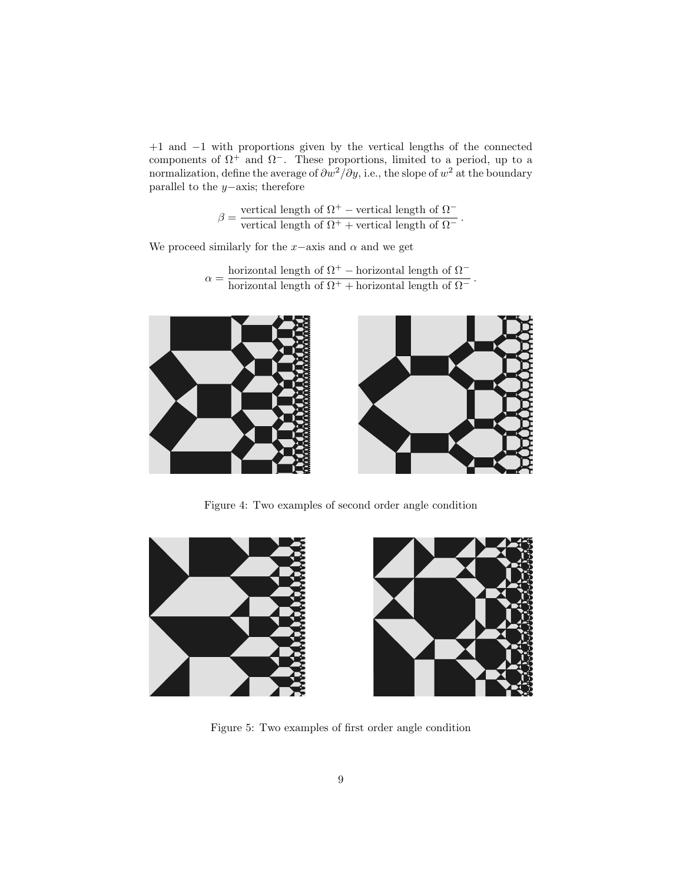+1 and −1 with proportions given by the vertical lengths of the connected components of $\Omega^+$ and $\Omega^-$. These proportions, limited to a period, up to a normalization, define the average of $\partial w^2/\partial y$, i.e., the slope of $w^2$ at the boundary parallel to the $y-$axis; therefore

$$\beta = \frac{\text{vertical length of } \Omega^+ - \text{vertical length of } \Omega^-}{\text{vertical length of } \Omega^+ + \text{vertical length of } \Omega^-}.$$

We proceed similarly for the $x-$axis and $\alpha$ and we get

$$\alpha = \frac{\text{horizontal length of } \Omega^+ - \text{horizontal length of } \Omega^-}{\text{horizontal length of } \Omega^+ + \text{horizontal length of } \Omega^-}.$$

Figure 4: Two examples of second order angle condition

Figure 5: Two examples of first order angle condition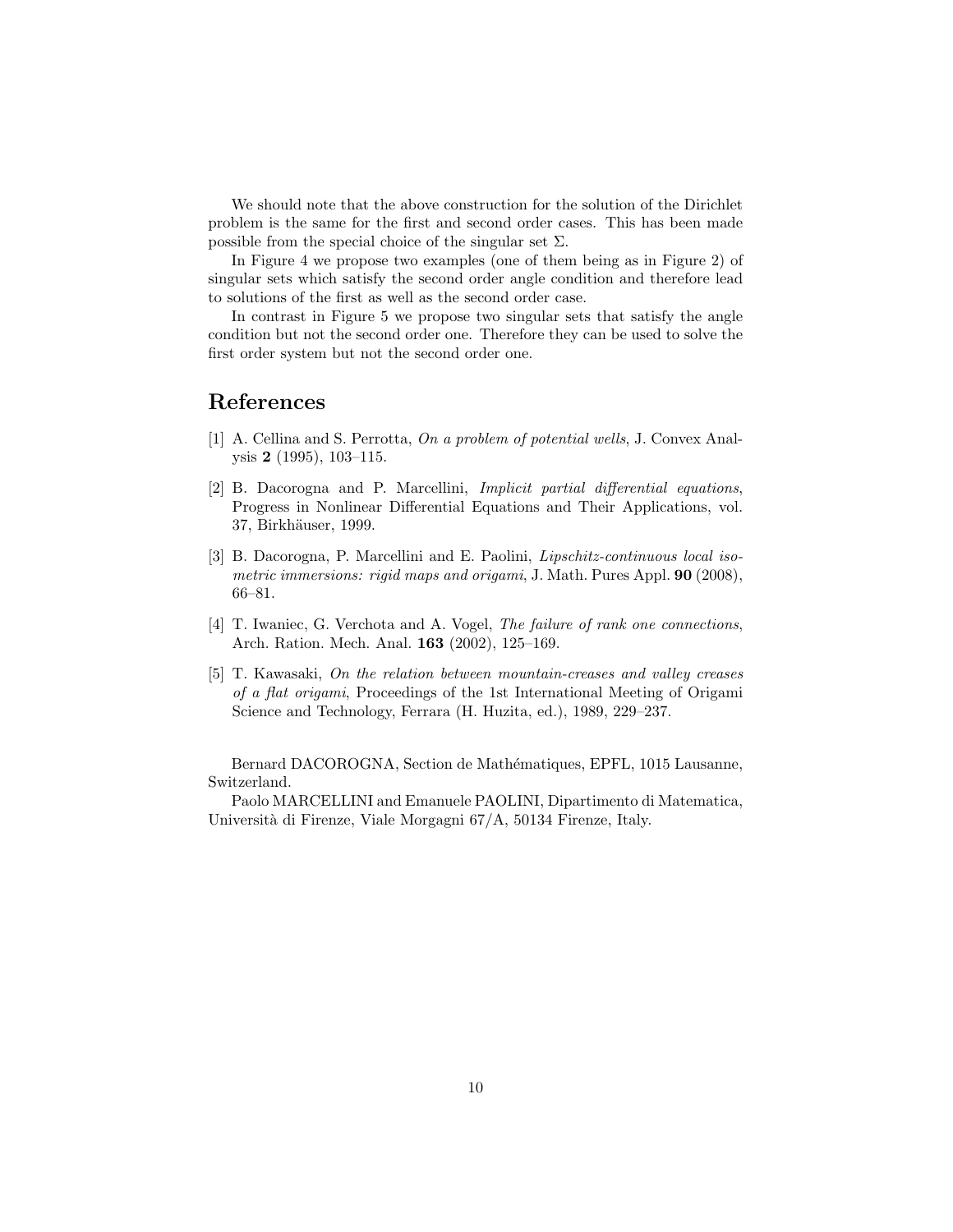We should note that the above construction for the solution of the Dirichlet problem is the same for the first and second order cases. This has been made possible from the special choice of the singular set $\Sigma$.

In Figure 4 we propose two examples (one of them being as in Figure 2) of singular sets which satisfy the second order angle condition and therefore lead to solutions of the first as well as the second order case.

In contrast in Figure 5 we propose two singular sets that satisfy the angle condition but not the second order one. Therefore they can be used to solve the first order system but not the second order one.

## References

[1] A. Cellina and S. Perrotta, *On a problem of potential wells*, J. Convex Analysis **2** (1995), 103–115.

[2] B. Dacorogna and P. Marcellini, *Implicit partial differential equations*, Progress in Nonlinear Differential Equations and Their Applications, vol. 37, Birkhäuser, 1999.

[3] B. Dacorogna, P. Marcellini and E. Paolini, *Lipschitz-continuous local isometric immersions: rigid maps and origami*, J. Math. Pures Appl. **90** (2008), 66–81.

[4] T. Iwaniec, G. Verchota and A. Vogel, *The failure of rank one connections*, Arch. Ration. Mech. Anal. **163** (2002), 125–169.

[5] T. Kawasaki, *On the relation between mountain-creases and valley creases of a flat origami*, Proceedings of the 1st International Meeting of Origami Science and Technology, Ferrara (H. Huzita, ed.), 1989, 229–237.

Bernard DACOROGNA, Section de Mathématiques, EPFL, 1015 Lausanne, Switzerland.

Paolo MARCELLINI and Emanuele PAOLINI, Dipartimento di Matematica, Università di Firenze, Viale Morgagni 67/A, 50134 Firenze, Italy.